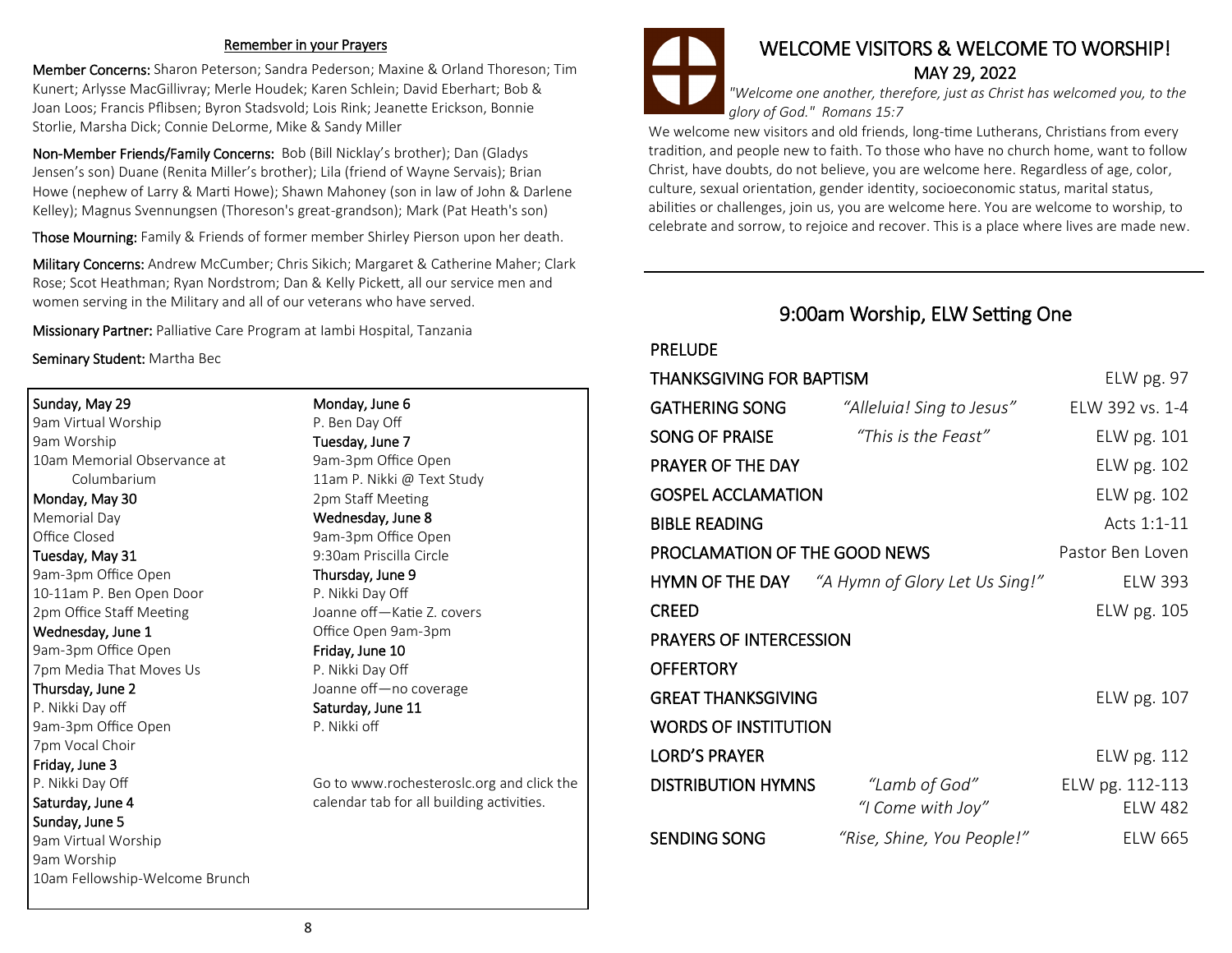## Remember in your Prayers

**Member Concerns:** Sharon Peterson; Sandra Pederson; Maxine & Orland Thoreson; Tim Kunert; Arlysse MacGillivray; Merle Houdek; Karen Schlein; David Eberhart; Bob & Joan Loos; Francis Pflibsen; Byron Stadsvold; Lois Rink; Jeanette Erickson, Bonnie Storlie, Marsha Dick; Connie DeLorme, Mike & Sandy Miller

**Non-Member Friends/Family Concerns:** Bob (Bill Nicklay's brother); Dan (Gladys Jensen's son) Duane (Renita Miller's brother); Lila (friend of Wayne Servais); Brian Howe (nephew of Larry & Marti Howe); Shawn Mahoney (son in law of John & Darlene Kelley); Magnus Svennungsen (Thoreson's great-grandson); Mark (Pat Heath's son)

**Those Mourning:** Family & Friends of former member Shirley Pierson upon her death.

**Military Concerns:** Andrew McCumber; Chris Sikich; Margaret & Catherine Maher; Clark Rose; Scot Heathman; Ryan Nordstrom; Dan & Kelly Pickett, all our service men and women serving in the Military and all of our veterans who have served.

**Missionary Partner:** Palliative Care Program at Iambi Hospital, Tanzania

**Seminary Student:** Martha Bec

**Sunday, May 29**
9am Virtual Worship
9am Worship
10am Memorial Observance at Columbarium

**Monday, May 30**
Memorial Day
Office Closed

**Tuesday, May 31**
9am-3pm Office Open
10-11am P. Ben Open Door
2pm Office Staff Meeting

**Wednesday, June 1**
9am-3pm Office Open
7pm Media That Moves Us

**Thursday, June 2**
P. Nikki Day off
9am-3pm Office Open
7pm Vocal Choir

**Friday, June 3**
P. Nikki Day Off

**Saturday, June 4**

**Sunday, June 5**
9am Virtual Worship
9am Worship
10am Fellowship-Welcome Brunch

**Monday, June 6**
P. Ben Day Off

**Tuesday, June 7**
9am-3pm Office Open
11am P. Nikki @ Text Study
2pm Staff Meeting

**Wednesday, June 8**
9am-3pm Office Open
9:30am Priscilla Circle

**Thursday, June 9**
P. Nikki Day Off
Joanne off—Katie Z. covers
Office Open 9am-3pm

**Friday, June 10**
P. Nikki Day Off
Joanne off—no coverage

**Saturday, June 11**
P. Nikki off

Go to www.rochesteroslc.org and click the calendar tab for all building activities.

# WELCOME VISITORS & WELCOME TO WORSHIP!

## MAY 29, 2022

*"Welcome one another, therefore, just as Christ has welcomed you, to the glory of God." Romans 15:7*

We welcome new visitors and old friends, long-time Lutherans, Christians from every tradition, and people new to faith. To those who have no church home, want to follow Christ, have doubts, do not believe, you are welcome here. Regardless of age, color, culture, sexual orientation, gender identity, socioeconomic status, marital status, abilities or challenges, join us, you are welcome here. You are welcome to worship, to celebrate and sorrow, to rejoice and recover. This is a place where lives are made new.

## 9:00am Worship, ELW Setting One

| | | |
|---|---|---|
| PRELUDE | | |
| THANKSGIVING FOR BAPTISM | | ELW pg. 97 |
| GATHERING SONG | *"Alleluia! Sing to Jesus"* | ELW 392 vs. 1-4 |
| SONG OF PRAISE | *"This is the Feast"* | ELW pg. 101 |
| PRAYER OF THE DAY | | ELW pg. 102 |
| GOSPEL ACCLAMATION | | ELW pg. 102 |
| BIBLE READING | | Acts 1:1-11 |
| PROCLAMATION OF THE GOOD NEWS | | Pastor Ben Loven |
| HYMN OF THE DAY | *"A Hymn of Glory Let Us Sing!"* | ELW 393 |
| CREED | | ELW pg. 105 |
| PRAYERS OF INTERCESSION | | |
| OFFERTORY | | |
| GREAT THANKSGIVING | | ELW pg. 107 |
| WORDS OF INSTITUTION | | |
| LORD'S PRAYER | | ELW pg. 112 |
| DISTRIBUTION HYMNS | *"Lamb of God"* | ELW pg. 112-113 |
| | *"I Come with Joy"* | ELW 482 |
| SENDING SONG | *"Rise, Shine, You People!"* | ELW 665 |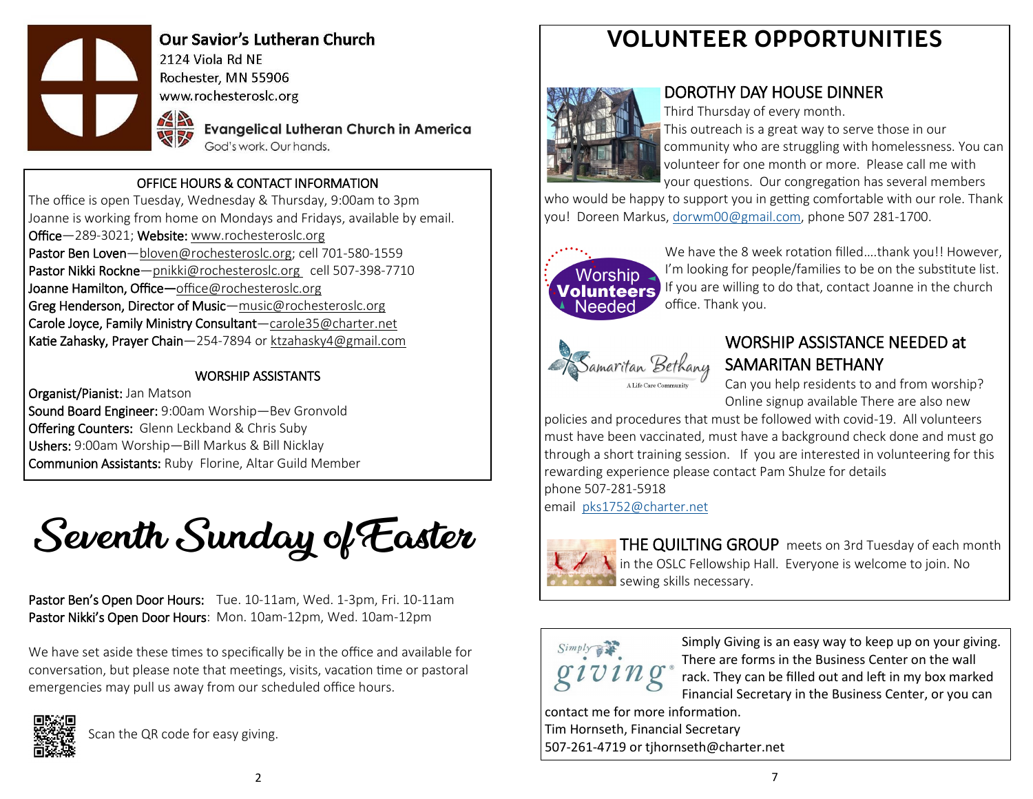**Our Savior's Lutheran Church**
2124 Viola Rd NE
Rochester, MN 55906
www.rochesteroslc.org

**Evangelical Lutheran Church in America**
God's work. Our hands.

### OFFICE HOURS & CONTACT INFORMATION

The office is open Tuesday, Wednesday & Thursday, 9:00am to 3pm
Joanne is working from home on Mondays and Fridays, available by email.
**Office**—289-3021; **Website:** www.rochesteroslc.org
**Pastor Ben Loven**—bloven@rochesteroslc.org; cell 701-580-1559
**Pastor Nikki Rockne**—pnikki@rochesteroslc.org cell 507-398-7710
**Joanne Hamilton, Office**—office@rochesteroslc.org
**Greg Henderson, Director of Music**—music@rochesteroslc.org
**Carole Joyce, Family Ministry Consultant**—carole35@charter.net
**Katie Zahasky, Prayer Chain**—254-7894 or ktzahasky4@gmail.com

### WORSHIP ASSISTANTS

**Organist/Pianist:** Jan Matson
**Sound Board Engineer:** 9:00am Worship—Bev Gronvold
**Offering Counters:** Glenn Leckband & Chris Suby
**Ushers:** 9:00am Worship—Bill Markus & Bill Nicklay
**Communion Assistants:** Ruby Florine, Altar Guild Member

# Seventh Sunday of Easter

**Pastor Ben's Open Door Hours:** Tue. 10-11am, Wed. 1-3pm, Fri. 10-11am
**Pastor Nikki's Open Door Hours**: Mon. 10am-12pm, Wed. 10am-12pm

We have set aside these times to specifically be in the office and available for conversation, but please note that meetings, visits, vacation time or pastoral emergencies may pull us away from our scheduled office hours.

Scan the QR code for easy giving.

# VOLUNTEER OPPORTUNITIES

## DOROTHY DAY HOUSE DINNER

Third Thursday of every month.
This outreach is a great way to serve those in our community who are struggling with homelessness. You can volunteer for one month or more. Please call me with your questions. Our congregation has several members who would be happy to support you in getting comfortable with our role. Thank you! Doreen Markus, dorwm00@gmail.com, phone 507 281-1700.

**Worship Volunteers Needed**

We have the 8 week rotation filled….thank you!! However, I'm looking for people/families to be on the substitute list. If you are willing to do that, contact Joanne in the church office. Thank you.

## WORSHIP ASSISTANCE NEEDED at SAMARITAN BETHANY

Can you help residents to and from worship? Online signup available There are also new policies and procedures that must be followed with covid-19. All volunteers must have been vaccinated, must have a background check done and must go through a short training session. If you are interested in volunteering for this rewarding experience please contact Pam Shulze for details
phone 507-281-5918
email pks1752@charter.net

**THE QUILTING GROUP** meets on 3rd Tuesday of each month in the OSLC Fellowship Hall. Everyone is welcome to join. No sewing skills necessary.

**Simply giving**

Simply Giving is an easy way to keep up on your giving. There are forms in the Business Center on the wall rack. They can be filled out and left in my box marked Financial Secretary in the Business Center, or you can contact me for more information.
Tim Hornseth, Financial Secretary
507-261-4719 or tjhornseth@charter.net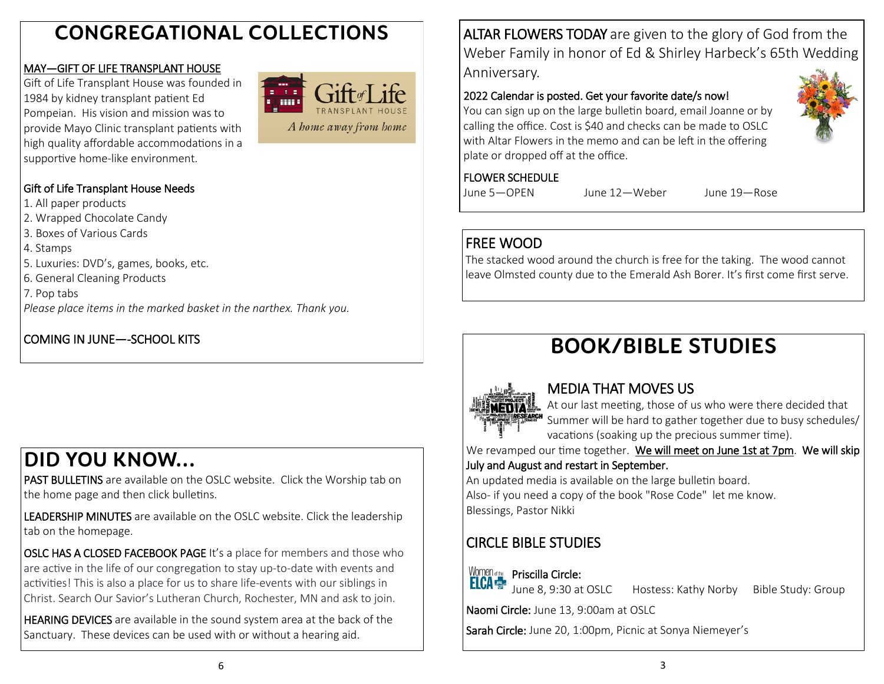# CONGREGATIONAL COLLECTIONS

MAY—GIFT OF LIFE TRANSPLANT HOUSE

Gift of Life Transplant House was founded in 1984 by kidney transplant patient Ed Pompeian. His vision and mission was to provide Mayo Clinic transplant patients with high quality affordable accommodations in a supportive home-like environment.

Gift of Life Transplant House Needs

1. All paper products
2. Wrapped Chocolate Candy
3. Boxes of Various Cards
4. Stamps
5. Luxuries: DVD's, games, books, etc.
6. General Cleaning Products
7. Pop tabs

*Please place items in the marked basket in the narthex. Thank you.*

COMING IN JUNE—-SCHOOL KITS

# DID YOU KNOW...

**PAST BULLETINS** are available on the OSLC website. Click the Worship tab on the home page and then click bulletins.

**LEADERSHIP MINUTES** are available on the OSLC website. Click the leadership tab on the homepage.

**OSLC HAS A CLOSED FACEBOOK PAGE** It's a place for members and those who are active in the life of our congregation to stay up-to-date with events and activities! This is also a place for us to share life-events with our siblings in Christ. Search Our Savior's Lutheran Church, Rochester, MN and ask to join.

**HEARING DEVICES** are available in the sound system area at the back of the Sanctuary. These devices can be used with or without a hearing aid.

**ALTAR FLOWERS TODAY** are given to the glory of God from the Weber Family in honor of Ed & Shirley Harbeck's 65th Wedding Anniversary.

**2022 Calendar is posted. Get your favorite date/s now!**
You can sign up on the large bulletin board, email Joanne or by calling the office. Cost is $40 and checks can be made to OSLC with Altar Flowers in the memo and can be left in the offering plate or dropped off at the office.

**FLOWER SCHEDULE**
June 5—OPEN    June 12—Weber    June 19—Rose

## FREE WOOD

The stacked wood around the church is free for the taking. The wood cannot leave Olmsted county due to the Emerald Ash Borer. It's first come first serve.

# BOOK/BIBLE STUDIES

## MEDIA THAT MOVES US

At our last meeting, those of us who were there decided that Summer will be hard to gather together due to busy schedules/ vacations (soaking up the precious summer time).

We revamped our time together. **We will meet on June 1st at 7pm**. **We will skip July and August and restart in September.**

An updated media is available on the large bulletin board.

Also- if you need a copy of the book "Rose Code" let me know.

Blessings, Pastor Nikki

## CIRCLE BIBLE STUDIES

**Priscilla Circle:**
June 8, 9:30 at OSLC    Hostess: Kathy Norby    Bible Study: Group

**Naomi Circle:** June 13, 9:00am at OSLC

**Sarah Circle:** June 20, 1:00pm, Picnic at Sonya Niemeyer's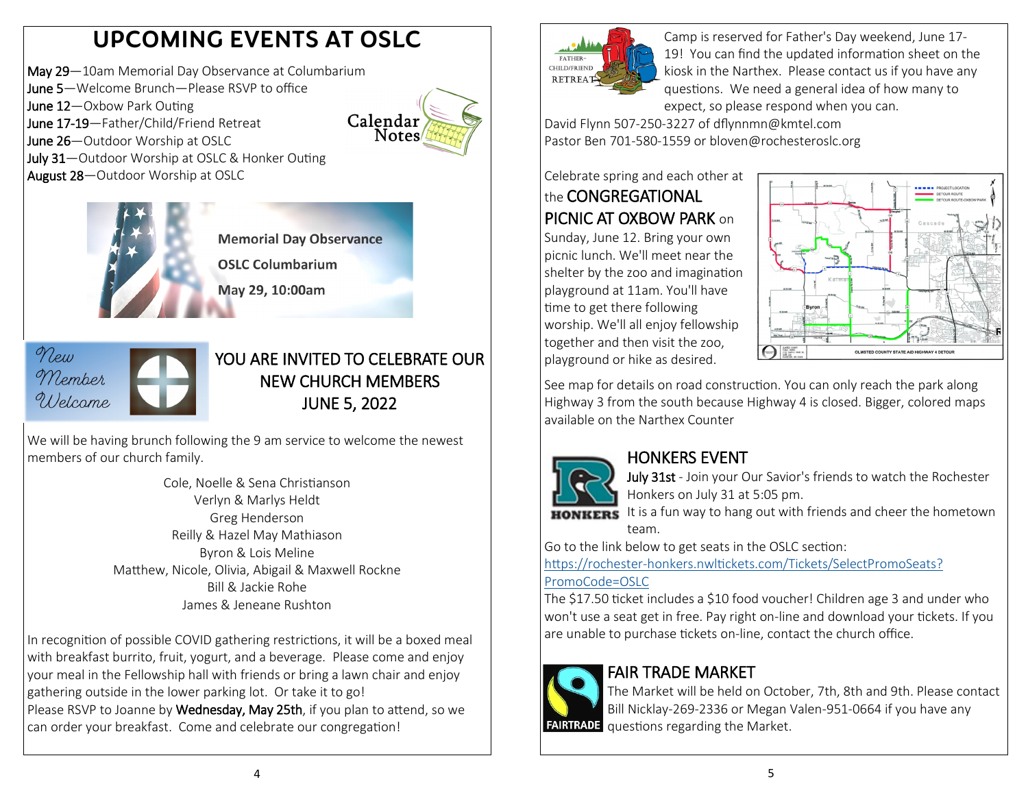# UPCOMING EVENTS AT OSLC

**May 29**—10am Memorial Day Observance at Columbarium
**June 5**—Welcome Brunch—Please RSVP to office
**June 12**—Oxbow Park Outing
**June 17-19**—Father/Child/Friend Retreat
**June 26**—Outdoor Worship at OSLC
**July 31**—Outdoor Worship at OSLC & Honker Outing
**August 28**—Outdoor Worship at OSLC

Calendar Notes

**Memorial Day Observance**

**OSLC Columbarium**

**May 29, 10:00am**

New Member Welcome

## YOU ARE INVITED TO CELEBRATE OUR NEW CHURCH MEMBERS JUNE 5, 2022

We will be having brunch following the 9 am service to welcome the newest members of our church family.

Cole, Noelle & Sena Christianson
Verlyn & Marlys Heldt
Greg Henderson
Reilly & Hazel May Mathiason
Byron & Lois Meline
Matthew, Nicole, Olivia, Abigail & Maxwell Rockne
Bill & Jackie Rohe
James & Jeneane Rushton

In recognition of possible COVID gathering restrictions, it will be a boxed meal with breakfast burrito, fruit, yogurt, and a beverage. Please come and enjoy your meal in the Fellowship hall with friends or bring a lawn chair and enjoy gathering outside in the lower parking lot. Or take it to go!
Please RSVP to Joanne by **Wednesday, May 25th**, if you plan to attend, so we can order your breakfast. Come and celebrate our congregation!

FATHER-CHILD/FRIEND RETREAT

Camp is reserved for Father's Day weekend, June 17-19! You can find the updated information sheet on the kiosk in the Narthex. Please contact us if you have any questions. We need a general idea of how many to expect, so please respond when you can.
David Flynn 507-250-3227 of dflynnmn@kmtel.com
Pastor Ben 701-580-1559 or bloven@rochesteroslc.org

Celebrate spring and each other at the **CONGREGATIONAL PICNIC AT OXBOW PARK** on Sunday, June 12. Bring your own picnic lunch. We'll meet near the shelter by the zoo and imagination playground at 11am. You'll have time to get there following worship. We'll all enjoy fellowship together and then visit the zoo, playground or hike as desired.

PROJECT LOCATION
DETOUR ROUTE
DETOUR ROUTE-OXBOW PARK
OLMSTED COUNTY STATE AID HIGHWAY 4 DETOUR

See map for details on road construction. You can only reach the park along Highway 3 from the south because Highway 4 is closed. Bigger, colored maps available on the Narthex Counter

## HONKERS EVENT

**July 31st** - Join your Our Savior's friends to watch the Rochester Honkers on July 31 at 5:05 pm.
It is a fun way to hang out with friends and cheer the hometown team.
Go to the link below to get seats in the OSLC section:
https://rochester-honkers.nwltickets.com/Tickets/SelectPromoSeats?PromoCode=OSLC
The $17.50 ticket includes a $10 food voucher! Children age 3 and under who won't use a seat get in free. Pay right on-line and download your tickets. If you are unable to purchase tickets on-line, contact the church office.

## FAIR TRADE MARKET

The Market will be held on October, 7th, 8th and 9th. Please contact Bill Nicklay-269-2336 or Megan Valen-951-0664 if you have any questions regarding the Market.